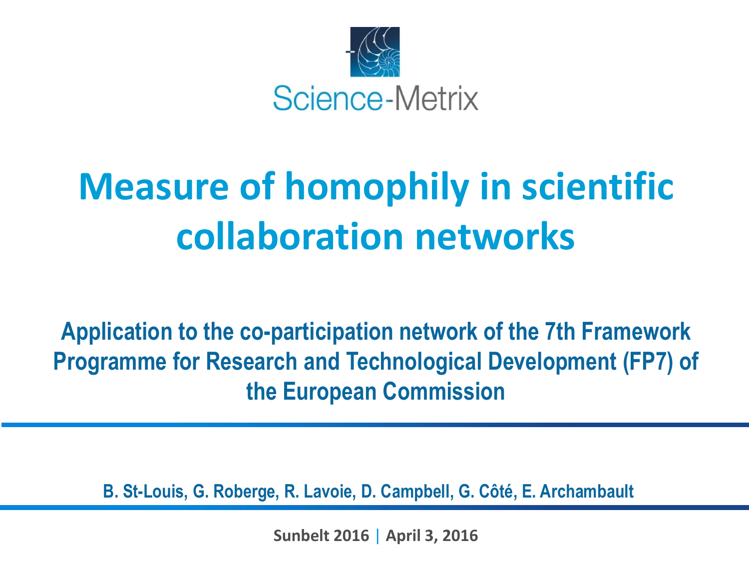Science-Metrix

# Measure of homophily in scientific collaboration networks

## Application to the co-participation network of the 7th Framework Programme for Research and Technological Development (FP7) of the European Commission

**B. St-Louis, G. Roberge, R. Lavoie, D. Campbell, G. Côté, E. Archambault**

**Sunbelt 2016 | April 3, 2016**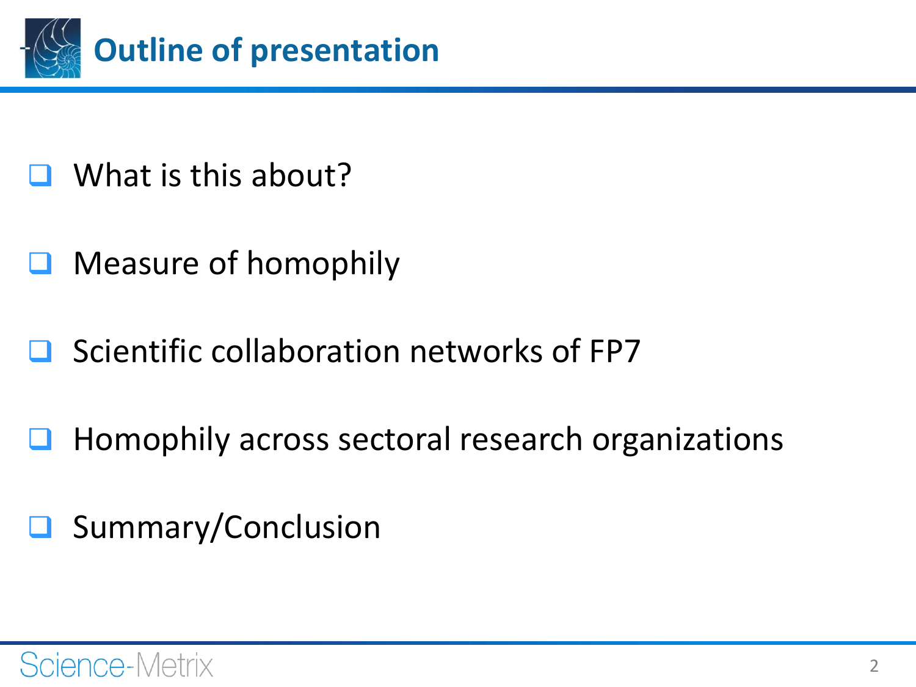# Outline of presentation

- What is this about?
- Measure of homophily
- Scientific collaboration networks of FP7
- Homophily across sectoral research organizations
- Summary/Conclusion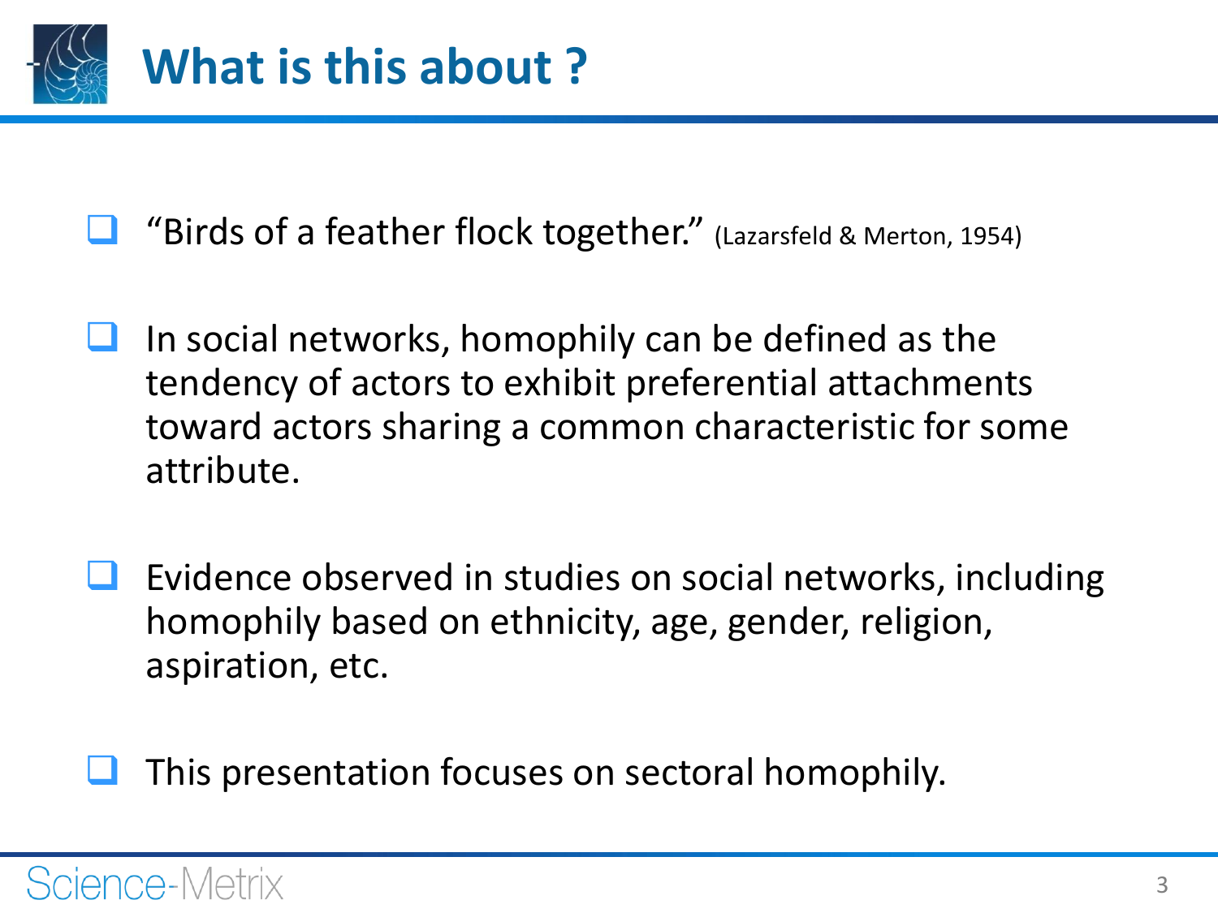# What is this about ?

- "Birds of a feather flock together." (Lazarsfeld & Merton, 1954)

- In social networks, homophily can be defined as the tendency of actors to exhibit preferential attachments toward actors sharing a common characteristic for some attribute.

- Evidence observed in studies on social networks, including homophily based on ethnicity, age, gender, religion, aspiration, etc.

- This presentation focuses on sectoral homophily.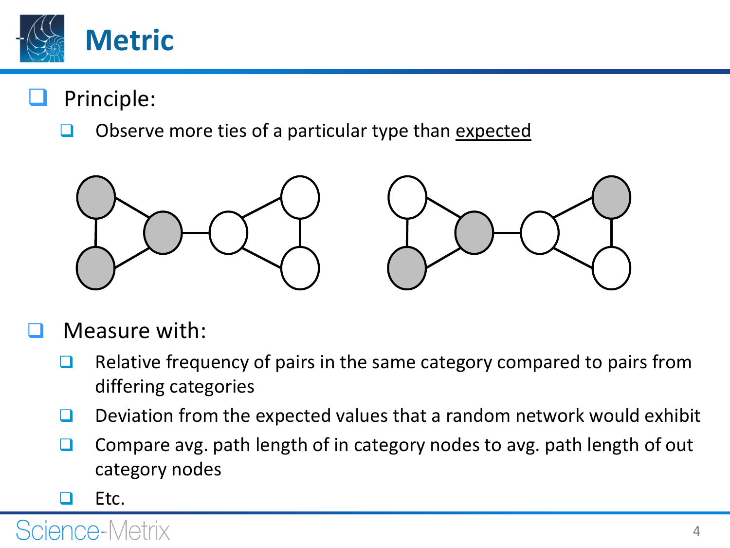# Metric

- Principle:
  - Observe more ties of a particular type than expected
- Measure with:
  - Relative frequency of pairs in the same category compared to pairs from differing categories
  - Deviation from the expected values that a random network would exhibit
  - Compare avg. path length of in category nodes to avg. path length of out category nodes
  - Etc.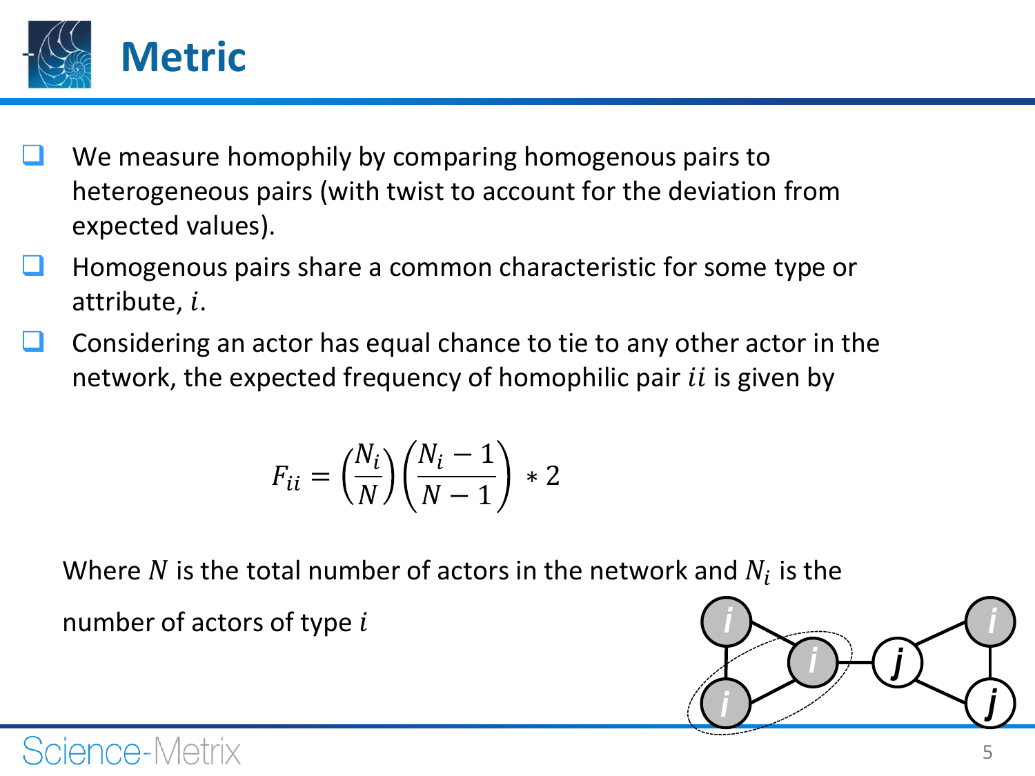# Metric

- We measure homophily by comparing homogenous pairs to heterogeneous pairs (with twist to account for the deviation from expected values).
- Homogenous pairs share a common characteristic for some type or attribute, $i$.
- Considering an actor has equal chance to tie to any other actor in the network, the expected frequency of homophilic pair $ii$ is given by

$$F_{ii} = \left(\frac{N_i}{N}\right)\left(\frac{N_i - 1}{N - 1}\right) * 2$$

Where $N$ is the total number of actors in the network and $N_i$ is the number of actors of type $i$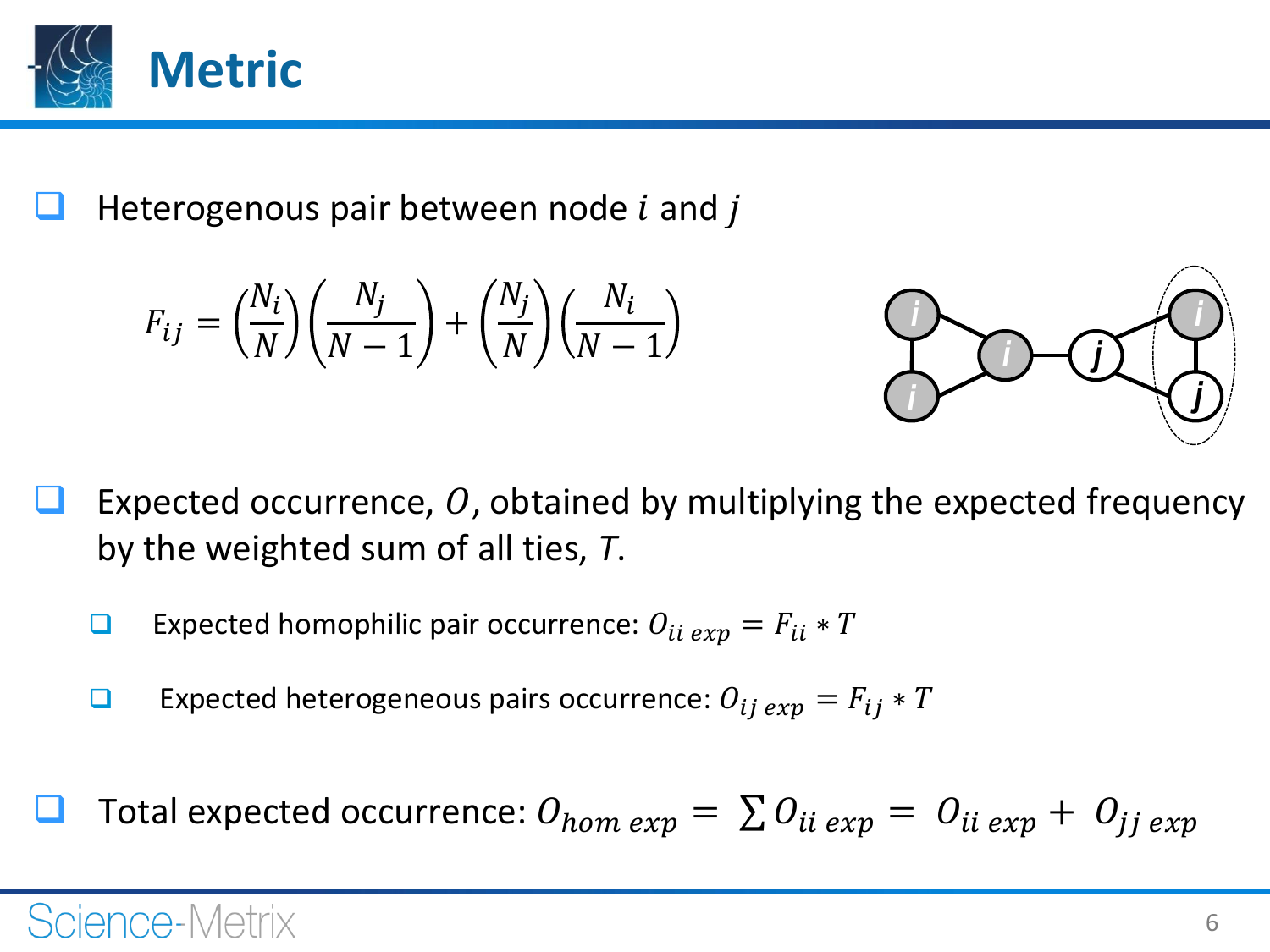# Metric

- Heterogenous pair between node $i$ and $j$

$$F_{ij} = \left(\frac{N_i}{N}\right)\left(\frac{N_j}{N-1}\right) + \left(\frac{N_j}{N}\right)\left(\frac{N_i}{N-1}\right)$$

- Expected occurrence, $O$, obtained by multiplying the expected frequency by the weighted sum of all ties, $T$.
  - Expected homophilic pair occurrence: $O_{ii\ exp} = F_{ii} * T$
  - Expected heterogeneous pairs occurrence: $O_{ij\ exp} = F_{ij} * T$

- Total expected occurrence: $O_{hom\ exp} = \sum O_{ii\ exp} = O_{ii\ exp} + O_{jj\ exp}$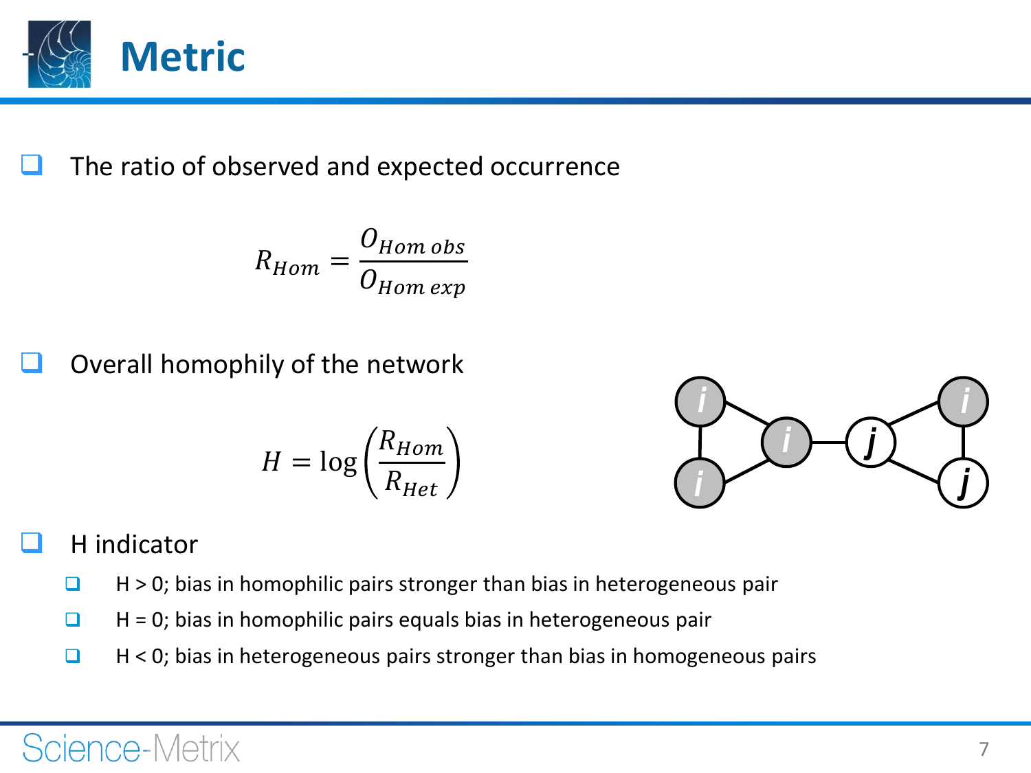# Metric

- The ratio of observed and expected occurrence

$$R_{Hom} = \frac{O_{Hom\ obs}}{O_{Hom\ exp}}$$

- Overall homophily of the network

$$H = \log\left(\frac{R_{Hom}}{R_{Het}}\right)$$

- H indicator
  - H > 0; bias in homophilic pairs stronger than bias in heterogeneous pair
  - H = 0; bias in homophilic pairs equals bias in heterogeneous pair
  - H < 0; bias in heterogeneous pairs stronger than bias in homogeneous pairs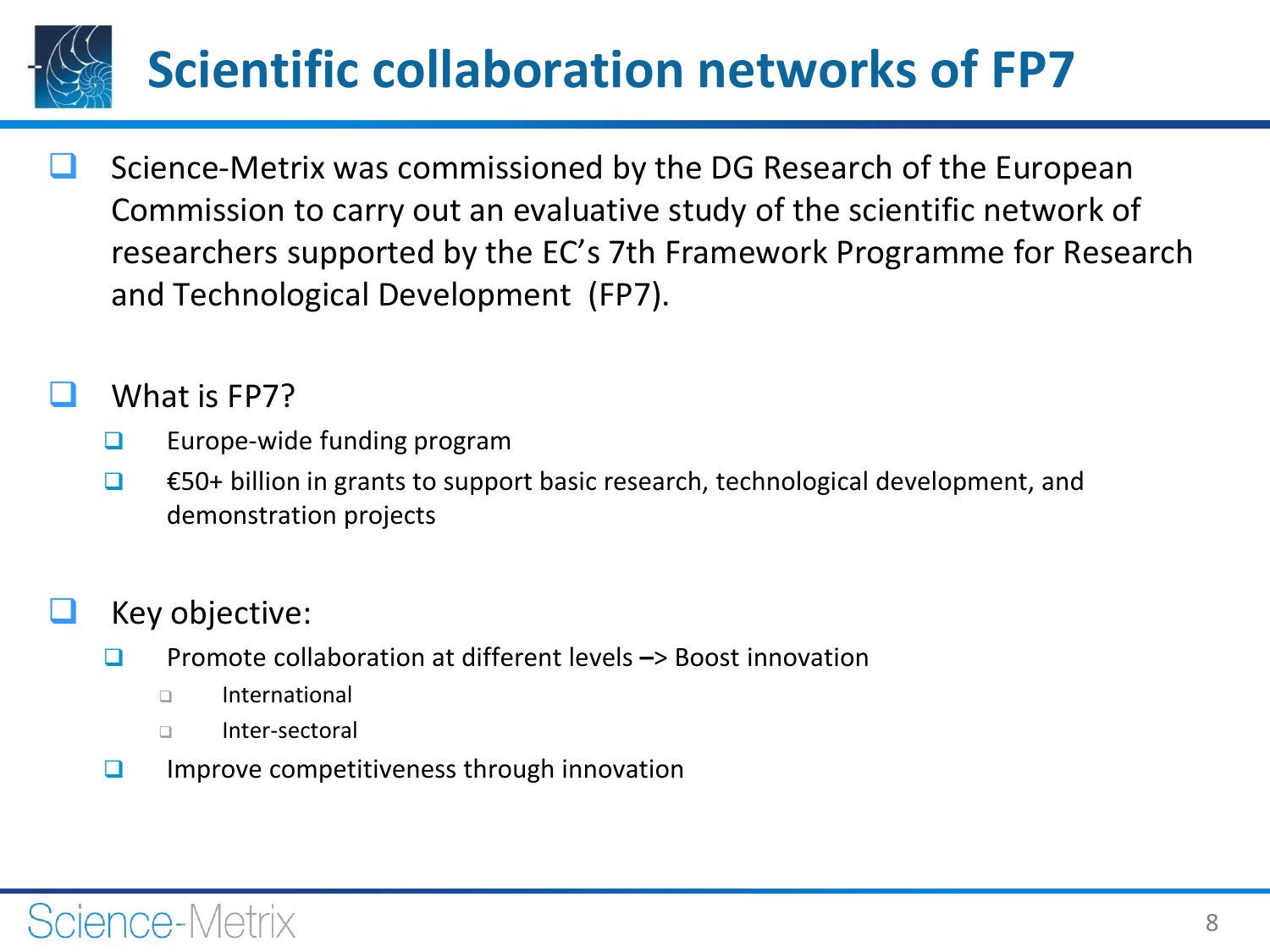# Scientific collaboration networks of FP7

- Science-Metrix was commissioned by the DG Research of the European Commission to carry out an evaluative study of the scientific network of researchers supported by the EC's 7th Framework Programme for Research and Technological Development (FP7).

- What is FP7?
  - Europe-wide funding program
  - €50+ billion in grants to support basic research, technological development, and demonstration projects

- Key objective:
  - Promote collaboration at different levels –> Boost innovation
    - International
    - Inter-sectoral
  - Improve competitiveness through innovation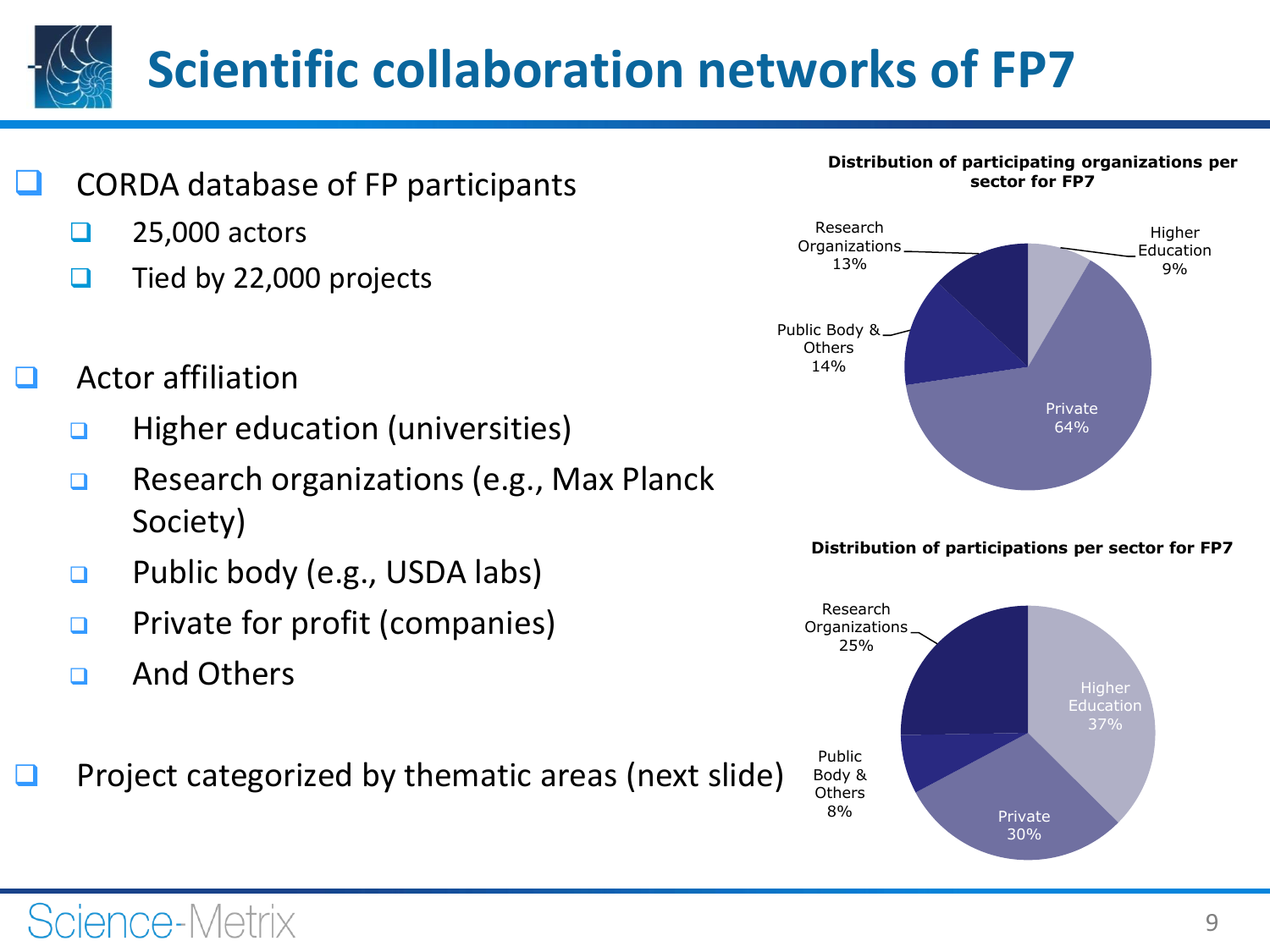# Scientific collaboration networks of FP7

- CORDA database of FP participants
  - 25,000 actors
  - Tied by 22,000 projects

- Actor affiliation
  - Higher education (universities)
  - Research organizations (e.g., Max Planck Society)
  - Public body (e.g., USDA labs)
  - Private for profit (companies)
  - And Others

- Project categorized by thematic areas (next slide)

**Distribution of participating organizations per sector for FP7**

| Sector | Share |
|---|---|
| Higher Education | 9% |
| Private | 64% |
| Public Body & Others | 14% |
| Research Organizations | 13% |

**Distribution of participations per sector for FP7**

| Sector | Share |
|---|---|
| Higher Education | 37% |
| Private | 30% |
| Public Body & Others | 8% |
| Research Organizations | 25% |

Science-Metrix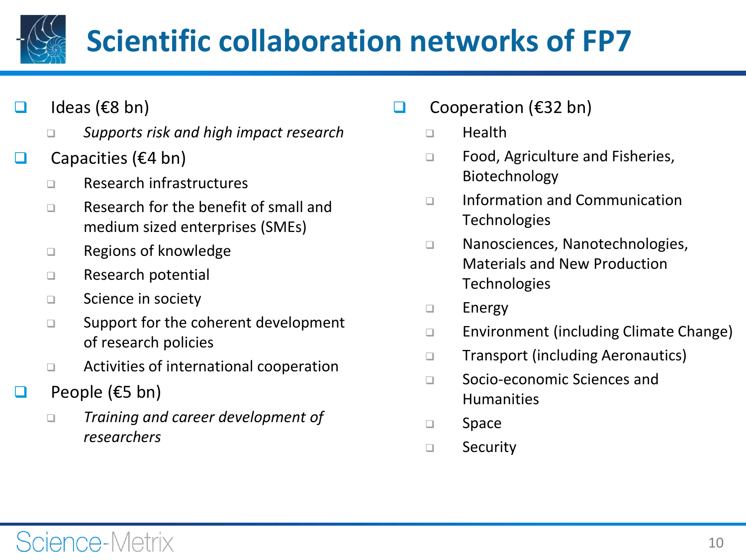# Scientific collaboration networks of FP7

- Ideas (€8 bn)
  - *Supports risk and high impact research*
- Capacities (€4 bn)
  - Research infrastructures
  - Research for the benefit of small and medium sized enterprises (SMEs)
  - Regions of knowledge
  - Research potential
  - Science in society
  - Support for the coherent development of research policies
  - Activities of international cooperation
- People (€5 bn)
  - *Training and career development of researchers*
- Cooperation (€32 bn)
  - Health
  - Food, Agriculture and Fisheries, Biotechnology
  - Information and Communication Technologies
  - Nanosciences, Nanotechnologies, Materials and New Production Technologies
  - Energy
  - Environment (including Climate Change)
  - Transport (including Aeronautics)
  - Socio-economic Sciences and Humanities
  - Space
  - Security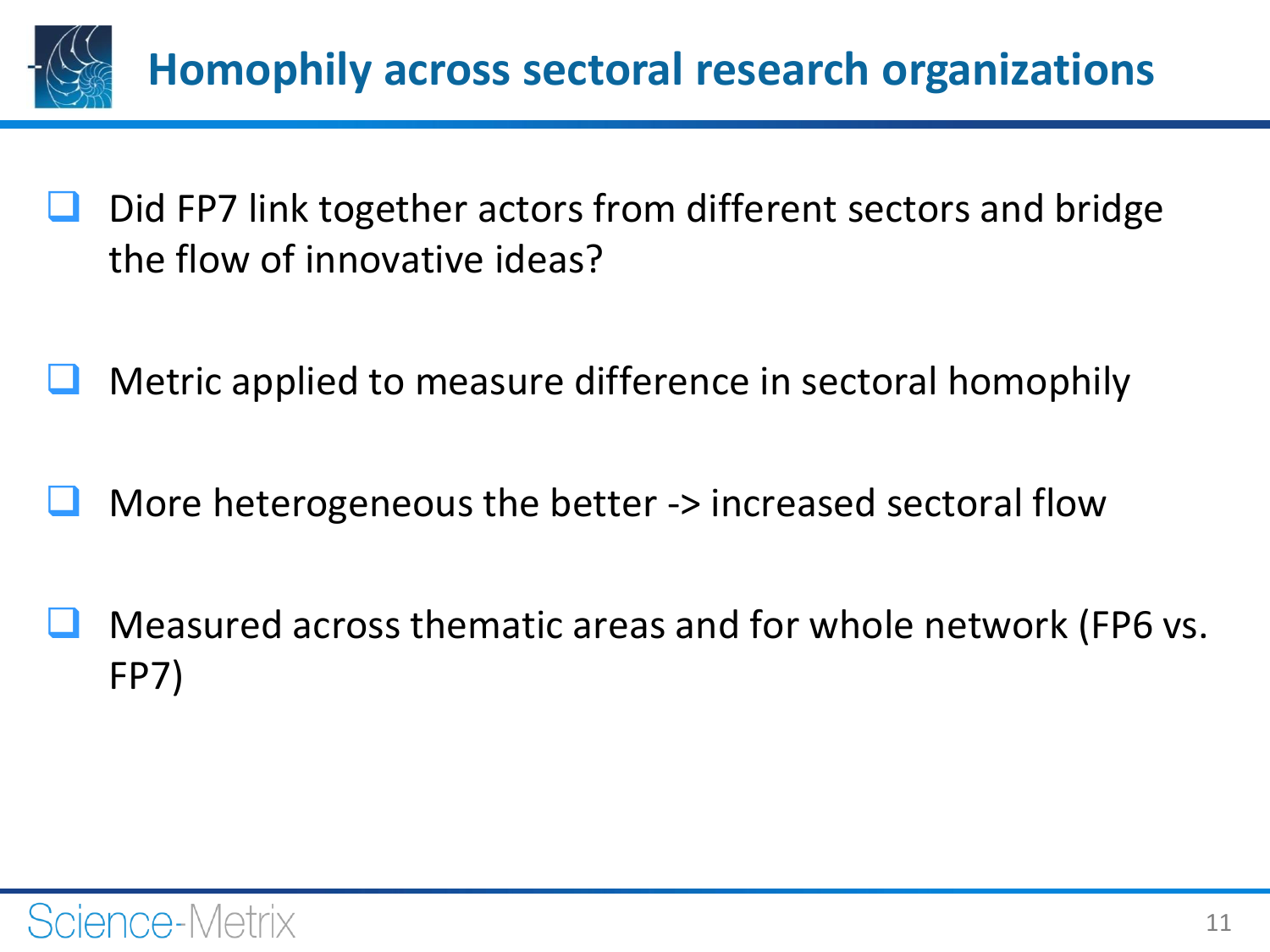# Homophily across sectoral research organizations

- Did FP7 link together actors from different sectors and bridge the flow of innovative ideas?
- Metric applied to measure difference in sectoral homophily
- More heterogeneous the better -> increased sectoral flow
- Measured across thematic areas and for whole network (FP6 vs. FP7)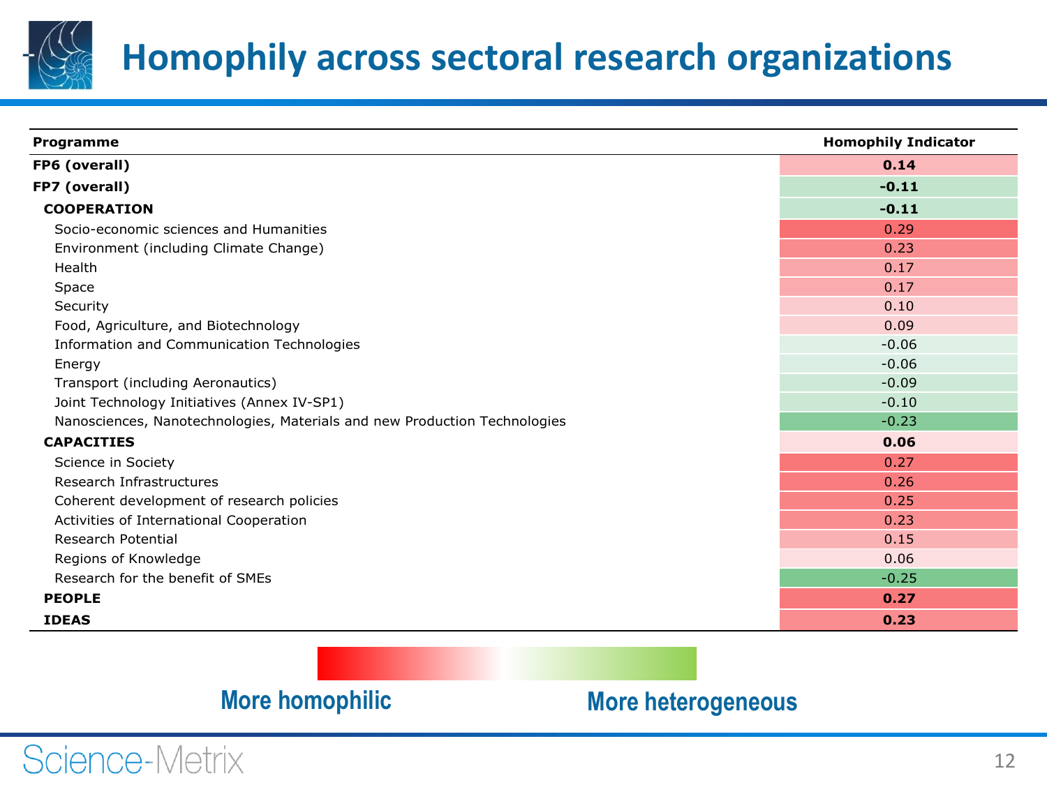# Homophily across sectoral research organizations

| Programme | Homophily Indicator |
|---|---|
| **FP6 (overall)** | **0.14** |
| **FP7 (overall)** | **-0.11** |
| **COOPERATION** | **-0.11** |
| Socio-economic sciences and Humanities | 0.29 |
| Environment (including Climate Change) | 0.23 |
| Health | 0.17 |
| Space | 0.17 |
| Security | 0.10 |
| Food, Agriculture, and Biotechnology | 0.09 |
| Information and Communication Technologies | -0.06 |
| Energy | -0.06 |
| Transport (including Aeronautics) | -0.09 |
| Joint Technology Initiatives (Annex IV-SP1) | -0.10 |
| Nanosciences, Nanotechnologies, Materials and new Production Technologies | -0.23 |
| **CAPACITIES** | **0.06** |
| Science in Society | 0.27 |
| Research Infrastructures | 0.26 |
| Coherent development of research policies | 0.25 |
| Activities of International Cooperation | 0.23 |
| Research Potential | 0.15 |
| Regions of Knowledge | 0.06 |
| Research for the benefit of SMEs | -0.25 |
| **PEOPLE** | **0.27** |
| **IDEAS** | **0.23** |

**More homophilic** — **More heterogeneous**

Science-Metrix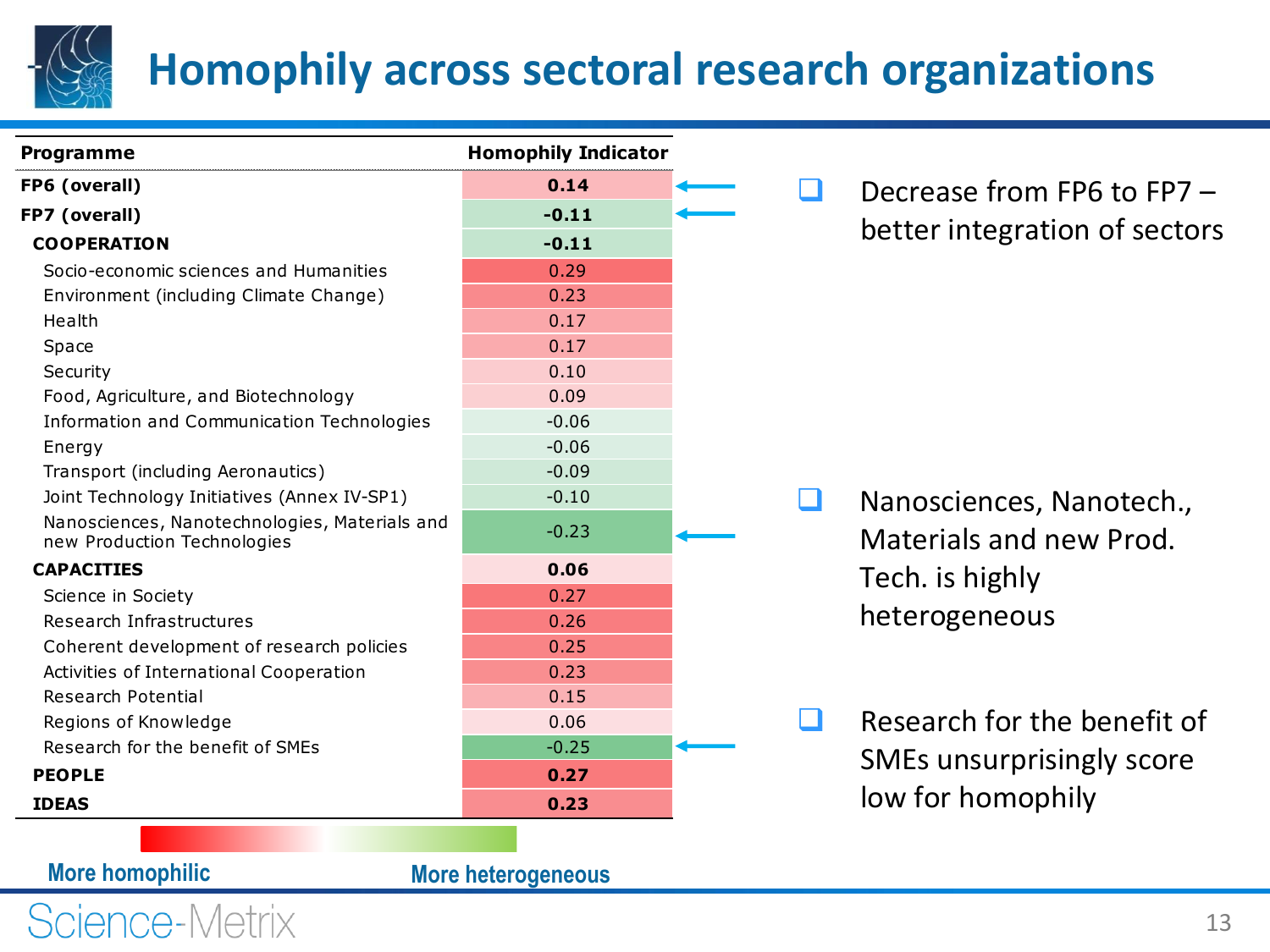# Homophily across sectoral research organizations

| Programme | Homophily Indicator |
|---|---|
| **FP6 (overall)** | **0.14** |
| **FP7 (overall)** | **-0.11** |
| **COOPERATION** | **-0.11** |
| Socio-economic sciences and Humanities | 0.29 |
| Environment (including Climate Change) | 0.23 |
| Health | 0.17 |
| Space | 0.17 |
| Security | 0.10 |
| Food, Agriculture, and Biotechnology | 0.09 |
| Information and Communication Technologies | -0.06 |
| Energy | -0.06 |
| Transport (including Aeronautics) | -0.09 |
| Joint Technology Initiatives (Annex IV-SP1) | -0.10 |
| Nanosciences, Nanotechnologies, Materials and new Production Technologies | -0.23 |
| **CAPACITIES** | **0.06** |
| Science in Society | 0.27 |
| Research Infrastructures | 0.26 |
| Coherent development of research policies | 0.25 |
| Activities of International Cooperation | 0.23 |
| Research Potential | 0.15 |
| Regions of Knowledge | 0.06 |
| Research for the benefit of SMEs | -0.25 |
| **PEOPLE** | **0.27** |
| **IDEAS** | **0.23** |

More homophilic ← → More heterogeneous

- Decrease from FP6 to FP7 – better integration of sectors
- Nanosciences, Nanotech., Materials and new Prod. Tech. is highly heterogeneous
- Research for the benefit of SMEs unsurprisingly score low for homophily

Science-Metrix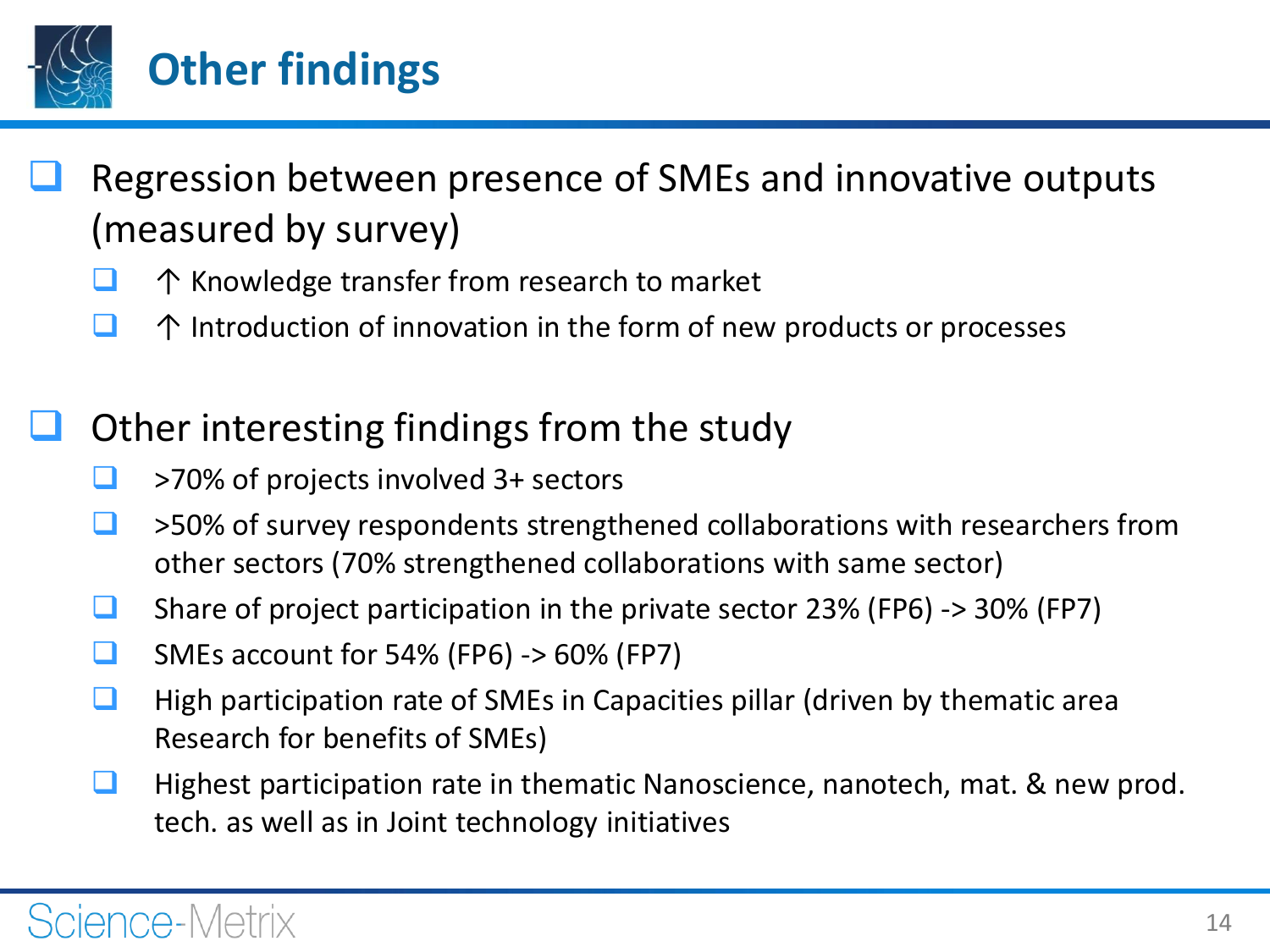# Other findings

- Regression between presence of SMEs and innovative outputs (measured by survey)
  - ↑ Knowledge transfer from research to market
  - ↑ Introduction of innovation in the form of new products or processes

- Other interesting findings from the study
  - >70% of projects involved 3+ sectors
  - >50% of survey respondents strengthened collaborations with researchers from other sectors (70% strengthened collaborations with same sector)
  - Share of project participation in the private sector 23% (FP6) -> 30% (FP7)
  - SMEs account for 54% (FP6) -> 60% (FP7)
  - High participation rate of SMEs in Capacities pillar (driven by thematic area Research for benefits of SMEs)
  - Highest participation rate in thematic Nanoscience, nanotech, mat. & new prod. tech. as well as in Joint technology initiatives

Science-Metrix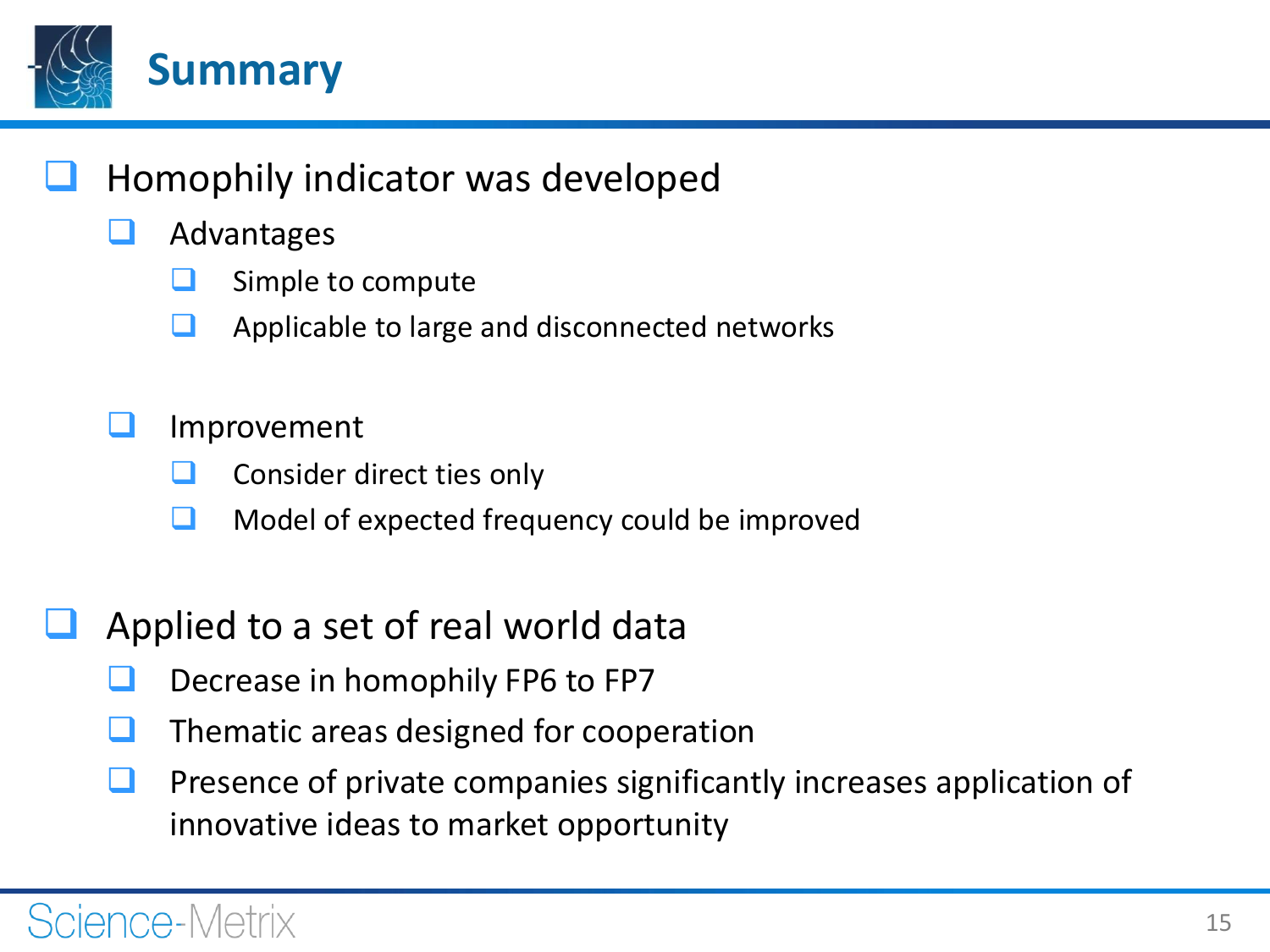# Summary

- Homophily indicator was developed
  - Advantages
    - Simple to compute
    - Applicable to large and disconnected networks
  - Improvement
    - Consider direct ties only
    - Model of expected frequency could be improved
- Applied to a set of real world data
  - Decrease in homophily FP6 to FP7
  - Thematic areas designed for cooperation
  - Presence of private companies significantly increases application of innovative ideas to market opportunity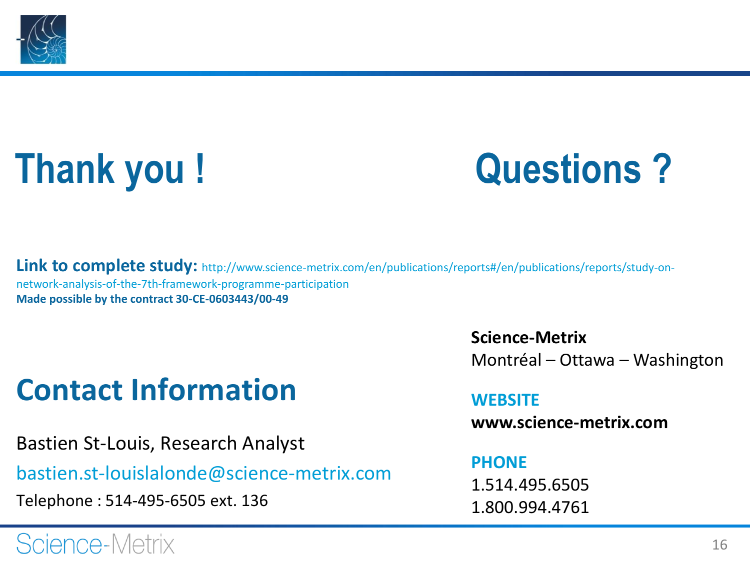# Thank you !

# Questions ?

**Link to complete study:** http://www.science-metrix.com/en/publications/reports#/en/publications/reports/study-on-network-analysis-of-the-7th-framework-programme-participation

**Made possible by the contract 30-CE-0603443/00-49**

## Contact Information

Bastien St-Louis, Research Analyst

bastien.st-louislalonde@science-metrix.com

Telephone : 514-495-6505 ext. 136

**Science-Metrix**

Montréal – Ottawa – Washington

**WEBSITE**

**www.science-metrix.com**

**PHONE**

1.514.495.6505

1.800.994.4761